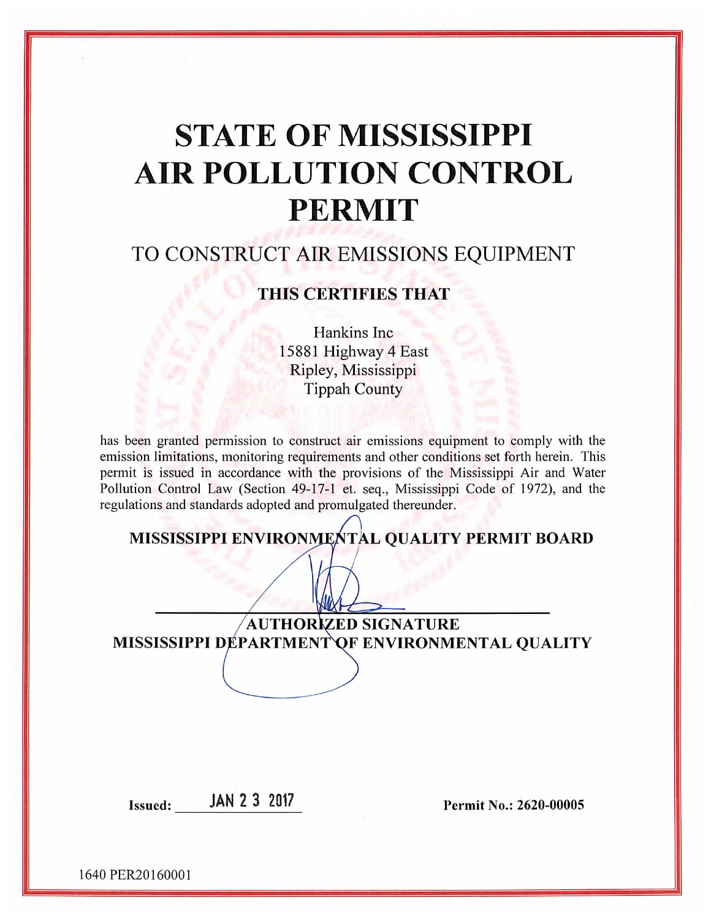# STATE OF MISSISSIPPI AIR POLLUTION CONTROL PERMIT

## TO CONSTRUCT AIR EMISSIONS EQUIPMENT

**THIS CERTIFIES THAT**

Hankins Inc
15881 Highway 4 East
Ripley, Mississippi
Tippah County

has been granted permission to construct air emissions equipment to comply with the emission limitations, monitoring requirements and other conditions set forth herein. This permit is issued in accordance with the provisions of the Mississippi Air and Water Pollution Control Law (Section 49-17-1 et. seq., Mississippi Code of 1972), and the regulations and standards adopted and promulgated thereunder.

**MISSISSIPPI ENVIRONMENTAL QUALITY PERMIT BOARD**

**AUTHORIZED SIGNATURE**
**MISSISSIPPI DEPARTMENT OF ENVIRONMENTAL QUALITY**

**Issued:** JAN 23 2017

**Permit No.: 2620-00005**

1640 PER20160001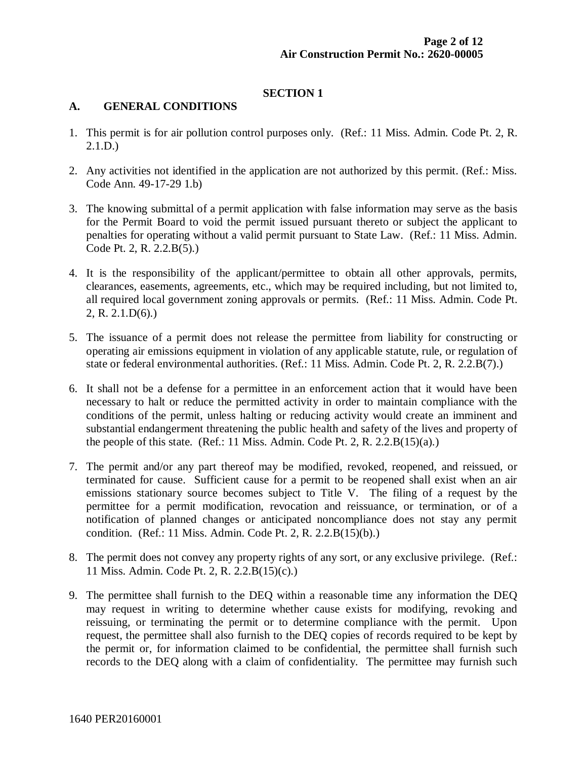## SECTION 1

### A. GENERAL CONDITIONS

1. This permit is for air pollution control purposes only. (Ref.: 11 Miss. Admin. Code Pt. 2, R. 2.1.D.)

2. Any activities not identified in the application are not authorized by this permit. (Ref.: Miss. Code Ann. 49-17-29 1.b)

3. The knowing submittal of a permit application with false information may serve as the basis for the Permit Board to void the permit issued pursuant thereto or subject the applicant to penalties for operating without a valid permit pursuant to State Law. (Ref.: 11 Miss. Admin. Code Pt. 2, R. 2.2.B(5).)

4. It is the responsibility of the applicant/permittee to obtain all other approvals, permits, clearances, easements, agreements, etc., which may be required including, but not limited to, all required local government zoning approvals or permits. (Ref.: 11 Miss. Admin. Code Pt. 2, R. 2.1.D(6).)

5. The issuance of a permit does not release the permittee from liability for constructing or operating air emissions equipment in violation of any applicable statute, rule, or regulation of state or federal environmental authorities. (Ref.: 11 Miss. Admin. Code Pt. 2, R. 2.2.B(7).)

6. It shall not be a defense for a permittee in an enforcement action that it would have been necessary to halt or reduce the permitted activity in order to maintain compliance with the conditions of the permit, unless halting or reducing activity would create an imminent and substantial endangerment threatening the public health and safety of the lives and property of the people of this state. (Ref.: 11 Miss. Admin. Code Pt. 2, R. 2.2.B(15)(a).)

7. The permit and/or any part thereof may be modified, revoked, reopened, and reissued, or terminated for cause. Sufficient cause for a permit to be reopened shall exist when an air emissions stationary source becomes subject to Title V. The filing of a request by the permittee for a permit modification, revocation and reissuance, or termination, or of a notification of planned changes or anticipated noncompliance does not stay any permit condition. (Ref.: 11 Miss. Admin. Code Pt. 2, R. 2.2.B(15)(b).)

8. The permit does not convey any property rights of any sort, or any exclusive privilege. (Ref.: 11 Miss. Admin. Code Pt. 2, R. 2.2.B(15)(c).)

9. The permittee shall furnish to the DEQ within a reasonable time any information the DEQ may request in writing to determine whether cause exists for modifying, revoking and reissuing, or terminating the permit or to determine compliance with the permit. Upon request, the permittee shall also furnish to the DEQ copies of records required to be kept by the permit or, for information claimed to be confidential, the permittee shall furnish such records to the DEQ along with a claim of confidentiality. The permittee may furnish such

1640 PER20160001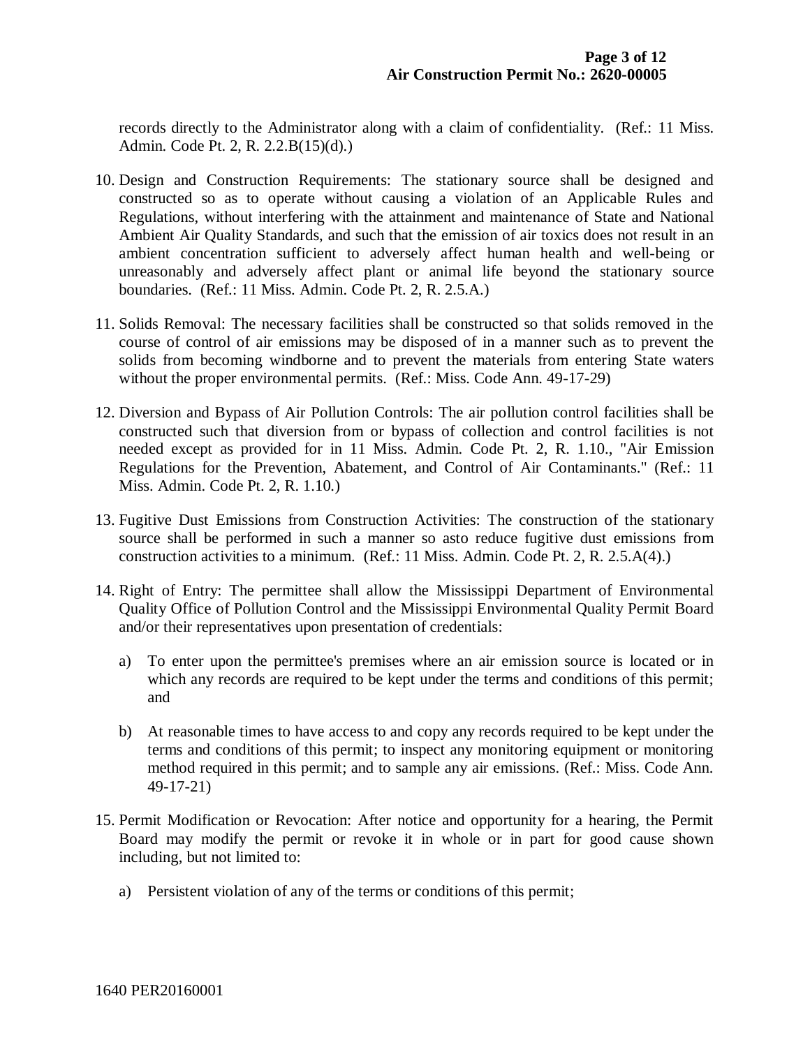records directly to the Administrator along with a claim of confidentiality. (Ref.: 11 Miss. Admin. Code Pt. 2, R. 2.2.B(15)(d).)

10. Design and Construction Requirements: The stationary source shall be designed and constructed so as to operate without causing a violation of an Applicable Rules and Regulations, without interfering with the attainment and maintenance of State and National Ambient Air Quality Standards, and such that the emission of air toxics does not result in an ambient concentration sufficient to adversely affect human health and well-being or unreasonably and adversely affect plant or animal life beyond the stationary source boundaries. (Ref.: 11 Miss. Admin. Code Pt. 2, R. 2.5.A.)

11. Solids Removal: The necessary facilities shall be constructed so that solids removed in the course of control of air emissions may be disposed of in a manner such as to prevent the solids from becoming windborne and to prevent the materials from entering State waters without the proper environmental permits. (Ref.: Miss. Code Ann. 49-17-29)

12. Diversion and Bypass of Air Pollution Controls: The air pollution control facilities shall be constructed such that diversion from or bypass of collection and control facilities is not needed except as provided for in 11 Miss. Admin. Code Pt. 2, R. 1.10., "Air Emission Regulations for the Prevention, Abatement, and Control of Air Contaminants." (Ref.: 11 Miss. Admin. Code Pt. 2, R. 1.10.)

13. Fugitive Dust Emissions from Construction Activities: The construction of the stationary source shall be performed in such a manner so asto reduce fugitive dust emissions from construction activities to a minimum. (Ref.: 11 Miss. Admin. Code Pt. 2, R. 2.5.A(4).)

14. Right of Entry: The permittee shall allow the Mississippi Department of Environmental Quality Office of Pollution Control and the Mississippi Environmental Quality Permit Board and/or their representatives upon presentation of credentials:

    a) To enter upon the permittee's premises where an air emission source is located or in which any records are required to be kept under the terms and conditions of this permit; and

    b) At reasonable times to have access to and copy any records required to be kept under the terms and conditions of this permit; to inspect any monitoring equipment or monitoring method required in this permit; and to sample any air emissions. (Ref.: Miss. Code Ann. 49-17-21)

15. Permit Modification or Revocation: After notice and opportunity for a hearing, the Permit Board may modify the permit or revoke it in whole or in part for good cause shown including, but not limited to:

    a) Persistent violation of any of the terms or conditions of this permit;

1640 PER20160001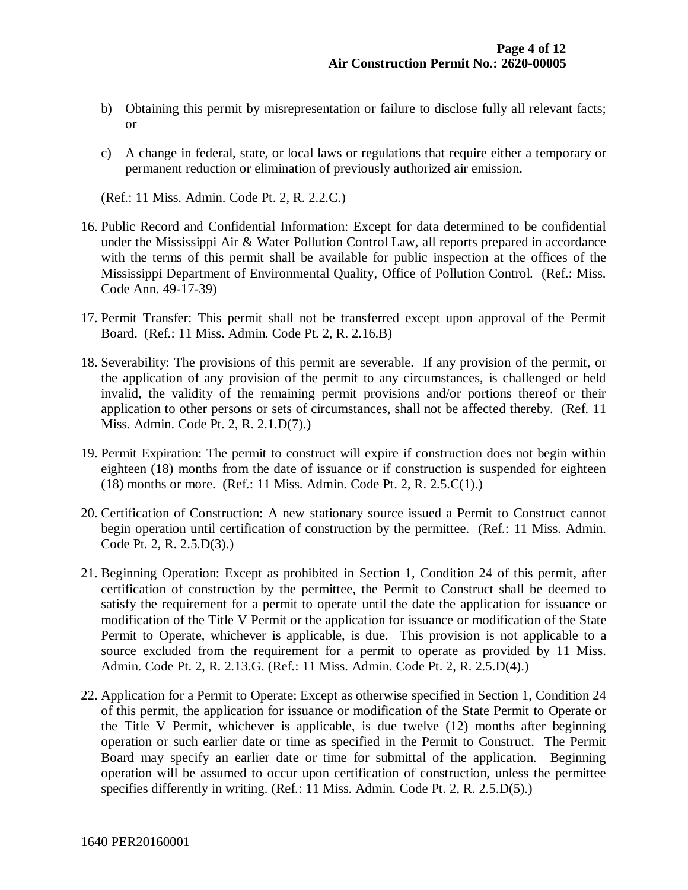b) Obtaining this permit by misrepresentation or failure to disclose fully all relevant facts; or

c) A change in federal, state, or local laws or regulations that require either a temporary or permanent reduction or elimination of previously authorized air emission.

(Ref.: 11 Miss. Admin. Code Pt. 2, R. 2.2.C.)

16. Public Record and Confidential Information: Except for data determined to be confidential under the Mississippi Air & Water Pollution Control Law, all reports prepared in accordance with the terms of this permit shall be available for public inspection at the offices of the Mississippi Department of Environmental Quality, Office of Pollution Control. (Ref.: Miss. Code Ann. 49-17-39)

17. Permit Transfer: This permit shall not be transferred except upon approval of the Permit Board. (Ref.: 11 Miss. Admin. Code Pt. 2, R. 2.16.B)

18. Severability: The provisions of this permit are severable. If any provision of the permit, or the application of any provision of the permit to any circumstances, is challenged or held invalid, the validity of the remaining permit provisions and/or portions thereof or their application to other persons or sets of circumstances, shall not be affected thereby. (Ref. 11 Miss. Admin. Code Pt. 2, R. 2.1.D(7).)

19. Permit Expiration: The permit to construct will expire if construction does not begin within eighteen (18) months from the date of issuance or if construction is suspended for eighteen (18) months or more. (Ref.: 11 Miss. Admin. Code Pt. 2, R. 2.5.C(1).)

20. Certification of Construction: A new stationary source issued a Permit to Construct cannot begin operation until certification of construction by the permittee. (Ref.: 11 Miss. Admin. Code Pt. 2, R. 2.5.D(3).)

21. Beginning Operation: Except as prohibited in Section 1, Condition 24 of this permit, after certification of construction by the permittee, the Permit to Construct shall be deemed to satisfy the requirement for a permit to operate until the date the application for issuance or modification of the Title V Permit or the application for issuance or modification of the State Permit to Operate, whichever is applicable, is due. This provision is not applicable to a source excluded from the requirement for a permit to operate as provided by 11 Miss. Admin. Code Pt. 2, R. 2.13.G. (Ref.: 11 Miss. Admin. Code Pt. 2, R. 2.5.D(4).)

22. Application for a Permit to Operate: Except as otherwise specified in Section 1, Condition 24 of this permit, the application for issuance or modification of the State Permit to Operate or the Title V Permit, whichever is applicable, is due twelve (12) months after beginning operation or such earlier date or time as specified in the Permit to Construct. The Permit Board may specify an earlier date or time for submittal of the application. Beginning operation will be assumed to occur upon certification of construction, unless the permittee specifies differently in writing. (Ref.: 11 Miss. Admin. Code Pt. 2, R. 2.5.D(5).)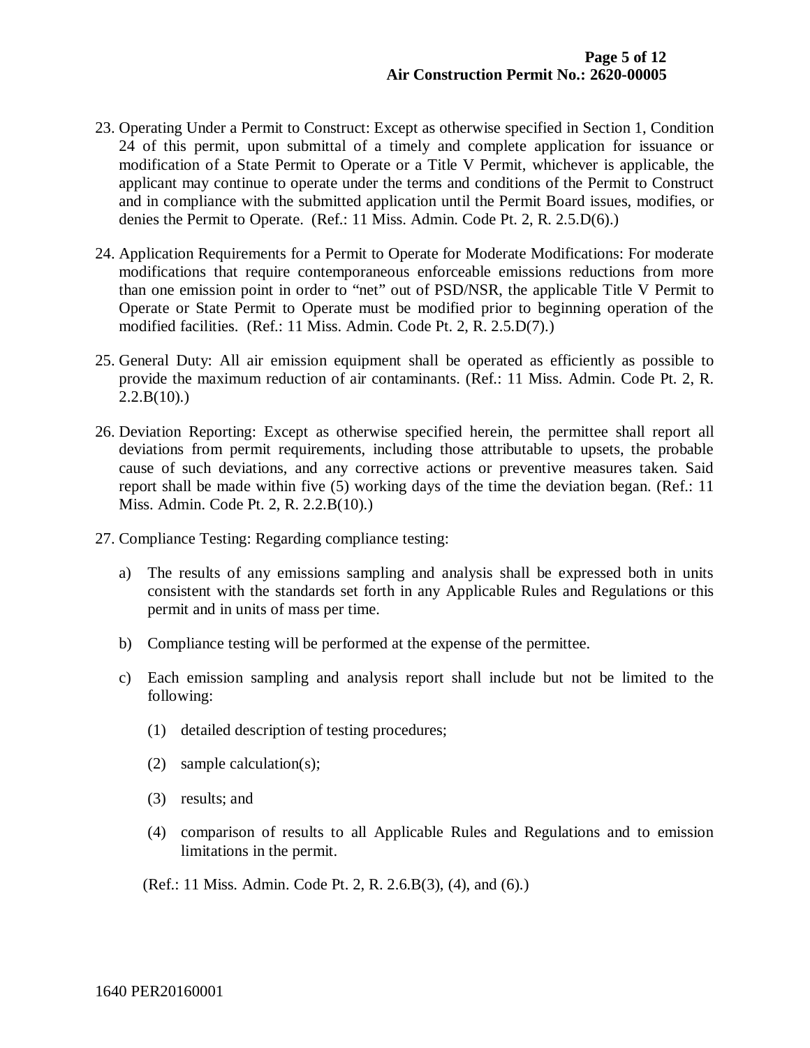23. Operating Under a Permit to Construct: Except as otherwise specified in Section 1, Condition 24 of this permit, upon submittal of a timely and complete application for issuance or modification of a State Permit to Operate or a Title V Permit, whichever is applicable, the applicant may continue to operate under the terms and conditions of the Permit to Construct and in compliance with the submitted application until the Permit Board issues, modifies, or denies the Permit to Operate. (Ref.: 11 Miss. Admin. Code Pt. 2, R. 2.5.D(6).)

24. Application Requirements for a Permit to Operate for Moderate Modifications: For moderate modifications that require contemporaneous enforceable emissions reductions from more than one emission point in order to "net" out of PSD/NSR, the applicable Title V Permit to Operate or State Permit to Operate must be modified prior to beginning operation of the modified facilities. (Ref.: 11 Miss. Admin. Code Pt. 2, R. 2.5.D(7).)

25. General Duty: All air emission equipment shall be operated as efficiently as possible to provide the maximum reduction of air contaminants. (Ref.: 11 Miss. Admin. Code Pt. 2, R. 2.2.B(10).)

26. Deviation Reporting: Except as otherwise specified herein, the permittee shall report all deviations from permit requirements, including those attributable to upsets, the probable cause of such deviations, and any corrective actions or preventive measures taken. Said report shall be made within five (5) working days of the time the deviation began. (Ref.: 11 Miss. Admin. Code Pt. 2, R. 2.2.B(10).)

27. Compliance Testing: Regarding compliance testing:

    a) The results of any emissions sampling and analysis shall be expressed both in units consistent with the standards set forth in any Applicable Rules and Regulations or this permit and in units of mass per time.

    b) Compliance testing will be performed at the expense of the permittee.

    c) Each emission sampling and analysis report shall include but not be limited to the following:

        (1) detailed description of testing procedures;

        (2) sample calculation(s);

        (3) results; and

        (4) comparison of results to all Applicable Rules and Regulations and to emission limitations in the permit.

    (Ref.: 11 Miss. Admin. Code Pt. 2, R. 2.6.B(3), (4), and (6).)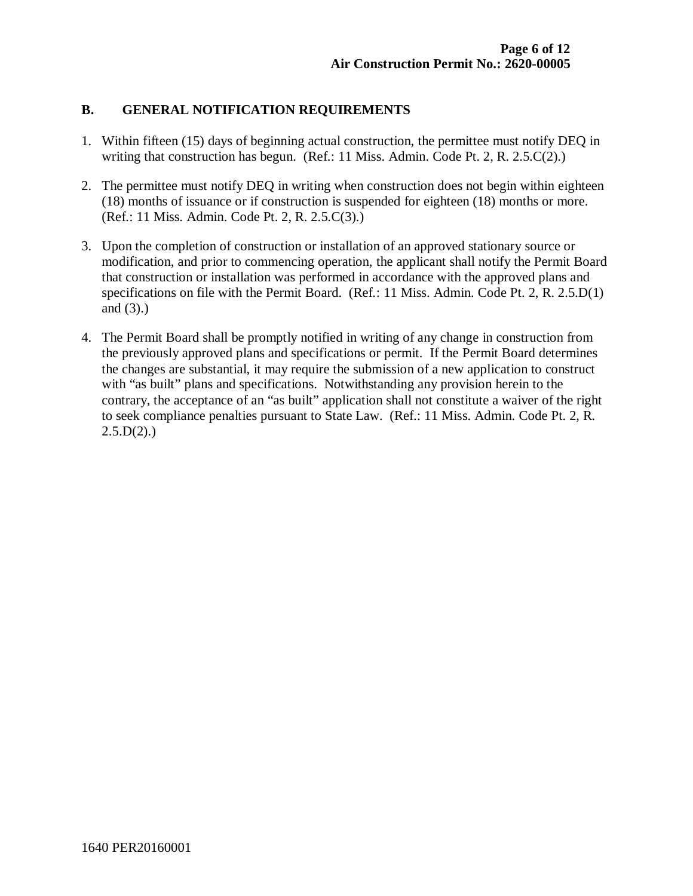## B. GENERAL NOTIFICATION REQUIREMENTS

1. Within fifteen (15) days of beginning actual construction, the permittee must notify DEQ in writing that construction has begun. (Ref.: 11 Miss. Admin. Code Pt. 2, R. 2.5.C(2).)

2. The permittee must notify DEQ in writing when construction does not begin within eighteen (18) months of issuance or if construction is suspended for eighteen (18) months or more. (Ref.: 11 Miss. Admin. Code Pt. 2, R. 2.5.C(3).)

3. Upon the completion of construction or installation of an approved stationary source or modification, and prior to commencing operation, the applicant shall notify the Permit Board that construction or installation was performed in accordance with the approved plans and specifications on file with the Permit Board. (Ref.: 11 Miss. Admin. Code Pt. 2, R. 2.5.D(1) and (3).)

4. The Permit Board shall be promptly notified in writing of any change in construction from the previously approved plans and specifications or permit. If the Permit Board determines the changes are substantial, it may require the submission of a new application to construct with "as built" plans and specifications. Notwithstanding any provision herein to the contrary, the acceptance of an "as built" application shall not constitute a waiver of the right to seek compliance penalties pursuant to State Law. (Ref.: 11 Miss. Admin. Code Pt. 2, R. 2.5.D(2).)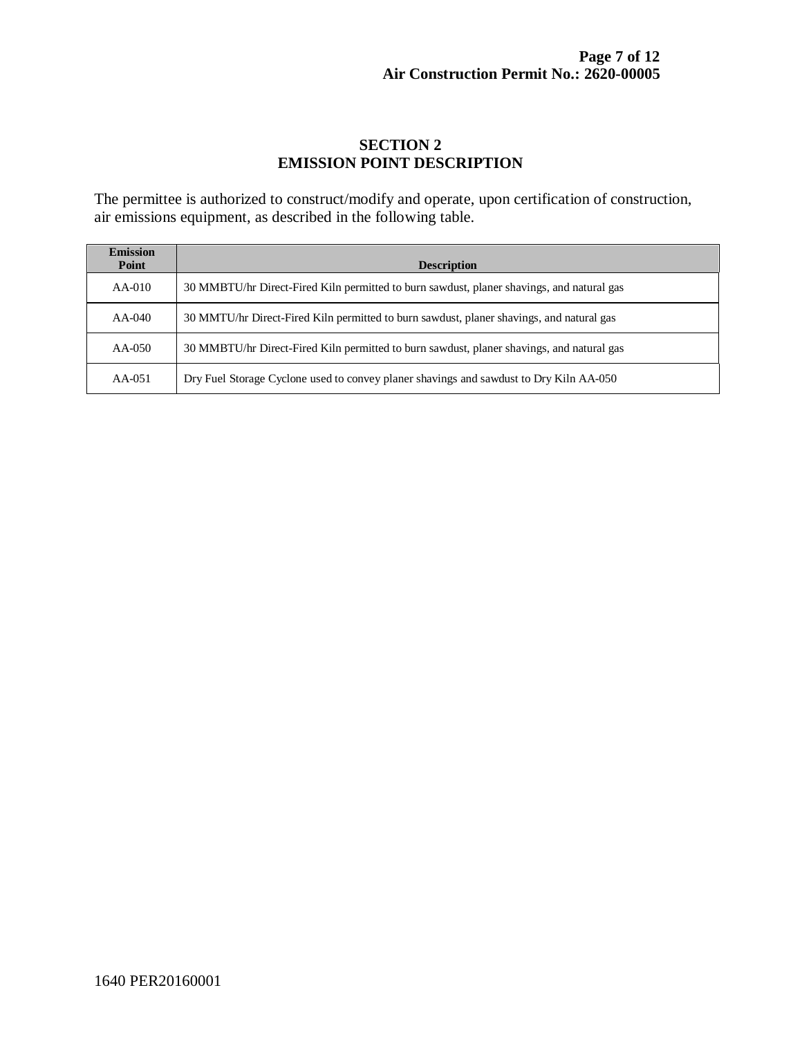## SECTION 2
## EMISSION POINT DESCRIPTION

The permittee is authorized to construct/modify and operate, upon certification of construction, air emissions equipment, as described in the following table.

| Emission Point | Description |
|---|---|
| AA-010 | 30 MMBTU/hr Direct-Fired Kiln permitted to burn sawdust, planer shavings, and natural gas |
| AA-040 | 30 MMTU/hr Direct-Fired Kiln permitted to burn sawdust, planer shavings, and natural gas |
| AA-050 | 30 MMBTU/hr Direct-Fired Kiln permitted to burn sawdust, planer shavings, and natural gas |
| AA-051 | Dry Fuel Storage Cyclone used to convey planer shavings and sawdust to Dry Kiln AA-050 |

1640 PER20160001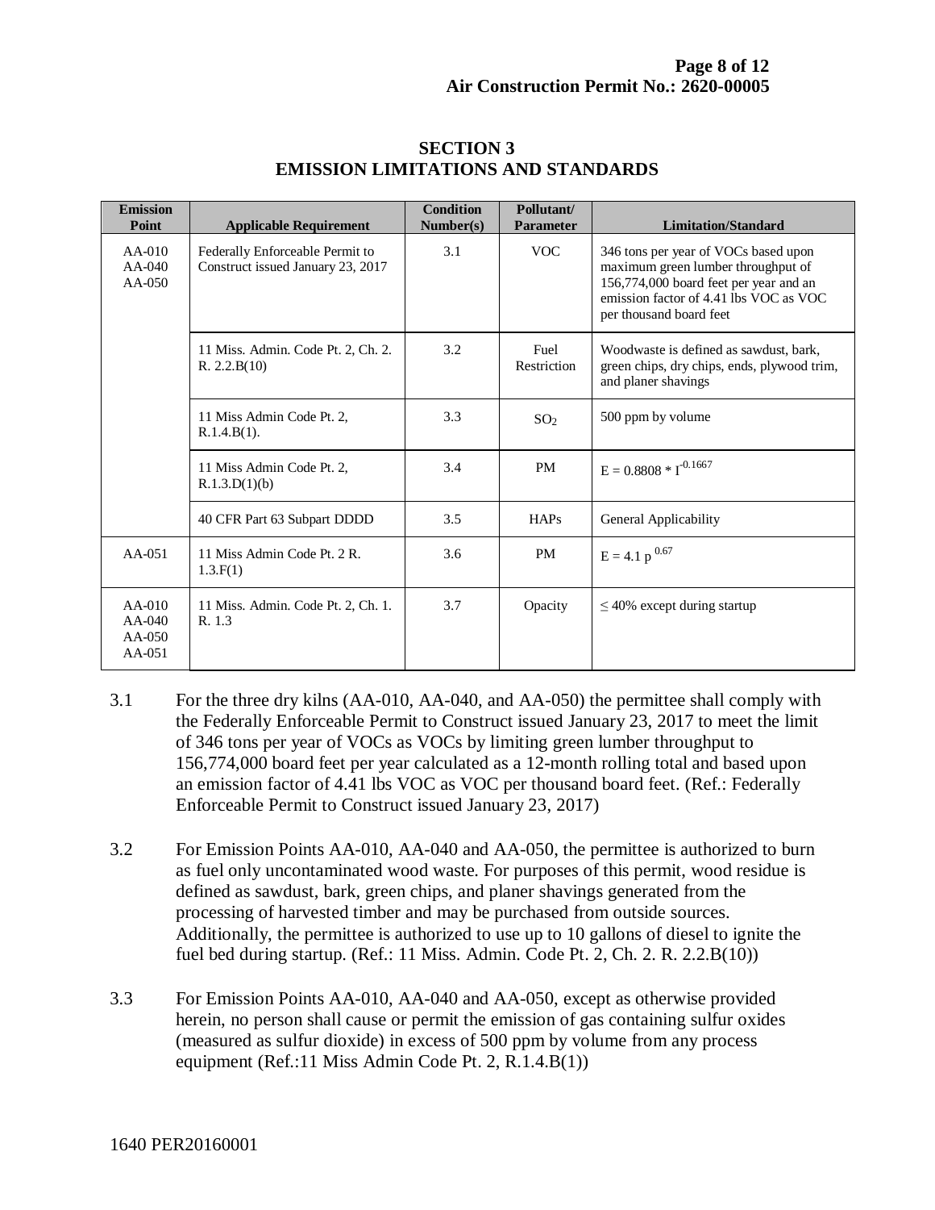## SECTION 3
## EMISSION LIMITATIONS AND STANDARDS

| Emission Point | Applicable Requirement | Condition Number(s) | Pollutant/ Parameter | Limitation/Standard |
|---|---|---|---|---|
| AA-010 AA-040 AA-050 | Federally Enforceable Permit to Construct issued January 23, 2017 | 3.1 | VOC | 346 tons per year of VOCs based upon maximum green lumber throughput of 156,774,000 board feet per year and an emission factor of 4.41 lbs VOC as VOC per thousand board feet |
| | 11 Miss. Admin. Code Pt. 2, Ch. 2. R. 2.2.B(10) | 3.2 | Fuel Restriction | Woodwaste is defined as sawdust, bark, green chips, dry chips, ends, plywood trim, and planer shavings |
| | 11 Miss Admin Code Pt. 2, R.1.4.B(1). | 3.3 | $SO_2$ | 500 ppm by volume |
| | 11 Miss Admin Code Pt. 2, R.1.3.D(1)(b) | 3.4 | PM | $E = 0.8808 * I^{-0.1667}$ |
| | 40 CFR Part 63 Subpart DDDD | 3.5 | HAPs | General Applicability |
| AA-051 | 11 Miss Admin Code Pt. 2 R. 1.3.F(1) | 3.6 | PM | $E = 4.1 p^{0.67}$ |
| AA-010 AA-040 AA-050 AA-051 | 11 Miss. Admin. Code Pt. 2, Ch. 1. R. 1.3 | 3.7 | Opacity | ≤ 40% except during startup |

3.1 For the three dry kilns (AA-010, AA-040, and AA-050) the permittee shall comply with the Federally Enforceable Permit to Construct issued January 23, 2017 to meet the limit of 346 tons per year of VOCs as VOCs by limiting green lumber throughput to 156,774,000 board feet per year calculated as a 12-month rolling total and based upon an emission factor of 4.41 lbs VOC as VOC per thousand board feet. (Ref.: Federally Enforceable Permit to Construct issued January 23, 2017)

3.2 For Emission Points AA-010, AA-040 and AA-050, the permittee is authorized to burn as fuel only uncontaminated wood waste. For purposes of this permit, wood residue is defined as sawdust, bark, green chips, and planer shavings generated from the processing of harvested timber and may be purchased from outside sources. Additionally, the permittee is authorized to use up to 10 gallons of diesel to ignite the fuel bed during startup. (Ref.: 11 Miss. Admin. Code Pt. 2, Ch. 2. R. 2.2.B(10))

3.3 For Emission Points AA-010, AA-040 and AA-050, except as otherwise provided herein, no person shall cause or permit the emission of gas containing sulfur oxides (measured as sulfur dioxide) in excess of 500 ppm by volume from any process equipment (Ref.:11 Miss Admin Code Pt. 2, R.1.4.B(1))

1640 PER20160001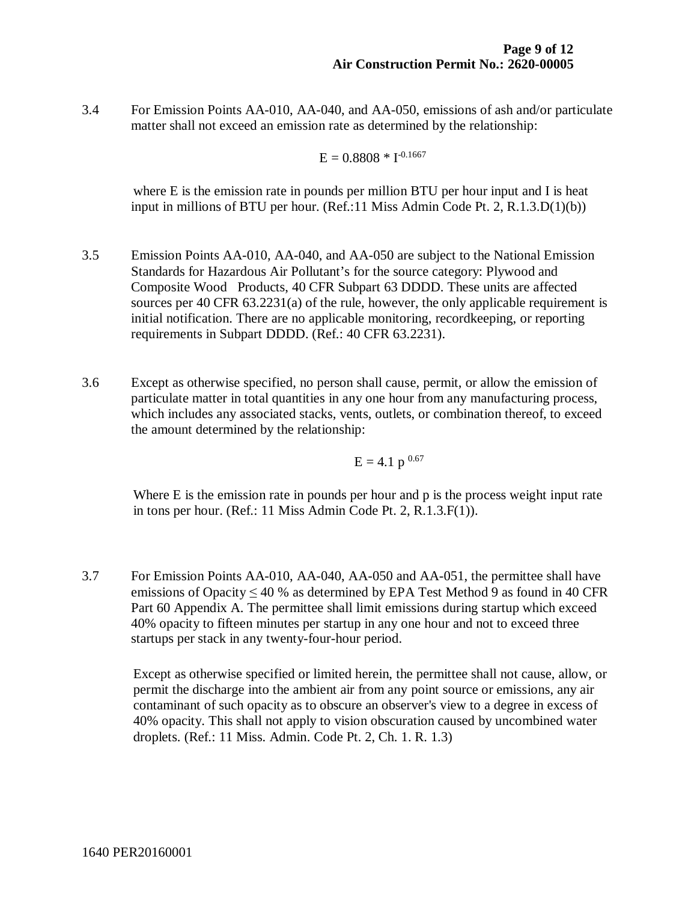3.4 For Emission Points AA-010, AA-040, and AA-050, emissions of ash and/or particulate matter shall not exceed an emission rate as determined by the relationship:

$$E = 0.8808 * I^{-0.1667}$$

where E is the emission rate in pounds per million BTU per hour input and I is heat input in millions of BTU per hour. (Ref.:11 Miss Admin Code Pt. 2, R.1.3.D(1)(b))

3.5 Emission Points AA-010, AA-040, and AA-050 are subject to the National Emission Standards for Hazardous Air Pollutant's for the source category: Plywood and Composite Wood Products, 40 CFR Subpart 63 DDDD. These units are affected sources per 40 CFR 63.2231(a) of the rule, however, the only applicable requirement is initial notification. There are no applicable monitoring, recordkeeping, or reporting requirements in Subpart DDDD. (Ref.: 40 CFR 63.2231).

3.6 Except as otherwise specified, no person shall cause, permit, or allow the emission of particulate matter in total quantities in any one hour from any manufacturing process, which includes any associated stacks, vents, outlets, or combination thereof, to exceed the amount determined by the relationship:

$$E = 4.1 p^{0.67}$$

Where E is the emission rate in pounds per hour and p is the process weight input rate in tons per hour. (Ref.: 11 Miss Admin Code Pt. 2, R.1.3.F(1)).

3.7 For Emission Points AA-010, AA-040, AA-050 and AA-051, the permittee shall have emissions of Opacity ≤ 40 % as determined by EPA Test Method 9 as found in 40 CFR Part 60 Appendix A. The permittee shall limit emissions during startup which exceed 40% opacity to fifteen minutes per startup in any one hour and not to exceed three startups per stack in any twenty-four-hour period.

Except as otherwise specified or limited herein, the permittee shall not cause, allow, or permit the discharge into the ambient air from any point source or emissions, any air contaminant of such opacity as to obscure an observer's view to a degree in excess of 40% opacity. This shall not apply to vision obscuration caused by uncombined water droplets. (Ref.: 11 Miss. Admin. Code Pt. 2, Ch. 1. R. 1.3)

1640 PER20160001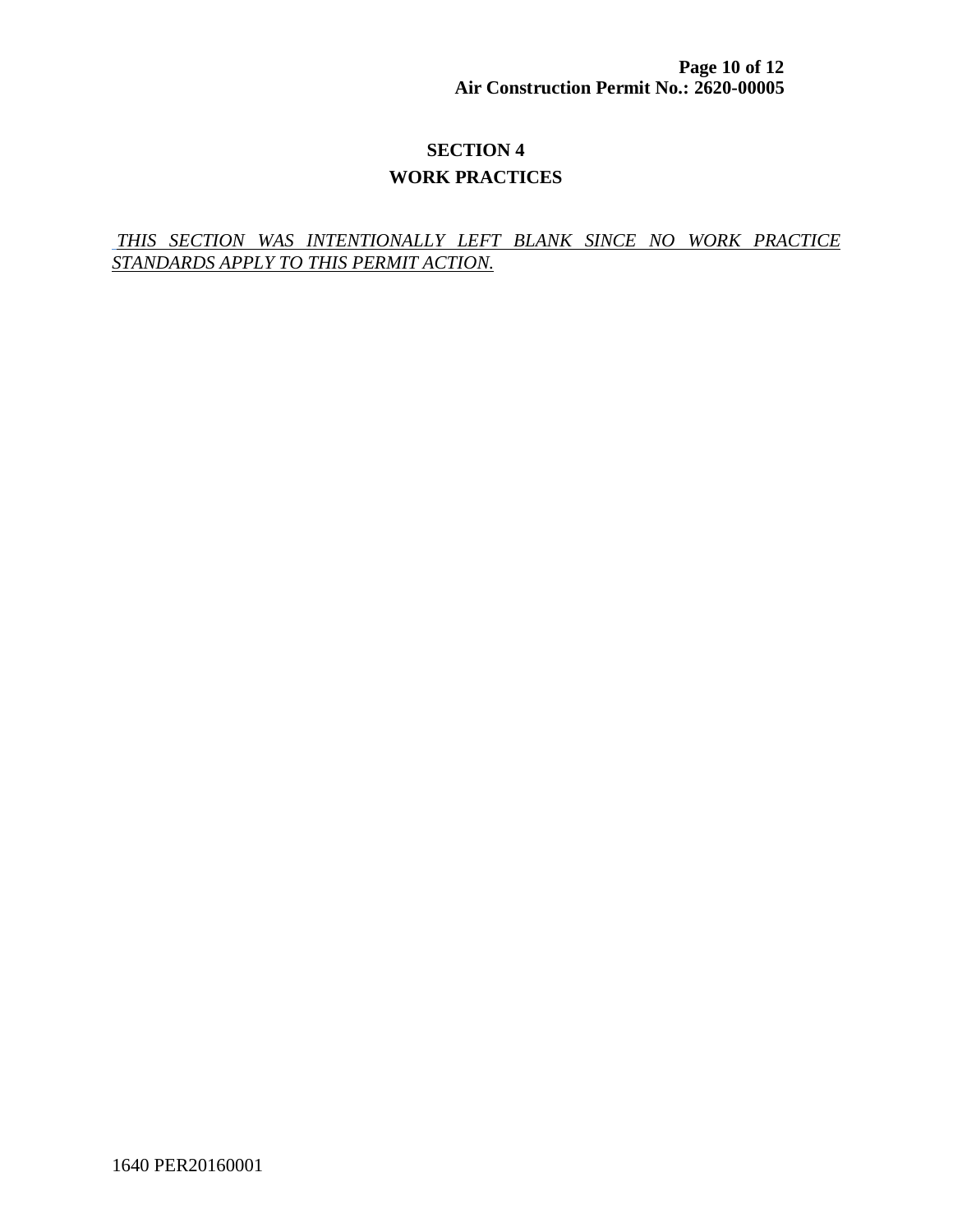# SECTION 4
# WORK PRACTICES

*THIS SECTION WAS INTENTIONALLY LEFT BLANK SINCE NO WORK PRACTICE STANDARDS APPLY TO THIS PERMIT ACTION.*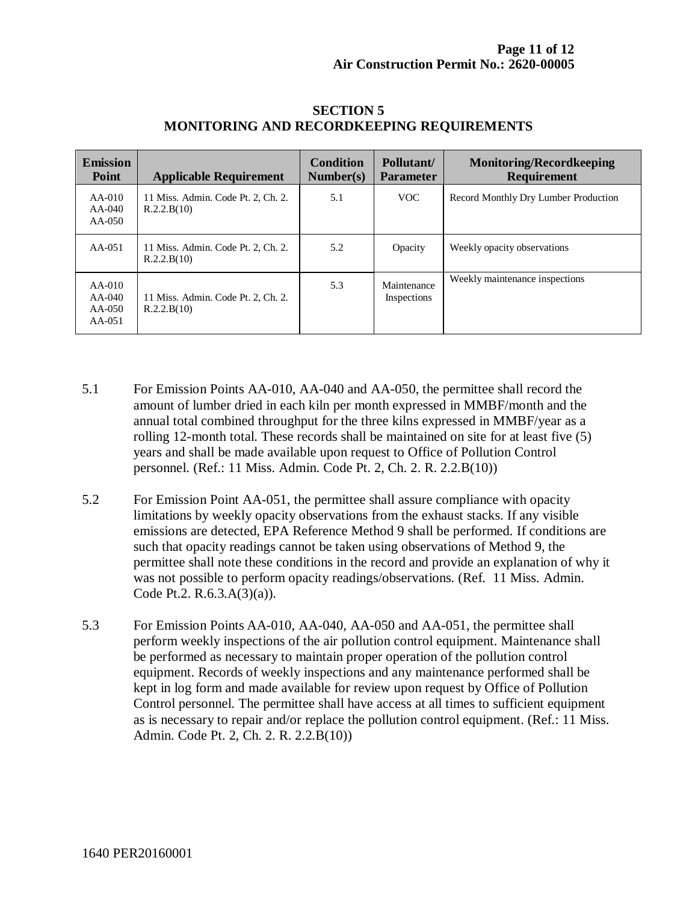## SECTION 5
## MONITORING AND RECORDKEEPING REQUIREMENTS

| Emission Point | Applicable Requirement | Condition Number(s) | Pollutant/ Parameter | Monitoring/Recordkeeping Requirement |
|---|---|---|---|---|
| AA-010<br>AA-040<br>AA-050 | 11 Miss. Admin. Code Pt. 2, Ch. 2. R.2.2.B(10) | 5.1 | VOC | Record Monthly Dry Lumber Production |
| AA-051 | 11 Miss. Admin. Code Pt. 2, Ch. 2. R.2.2.B(10) | 5.2 | Opacity | Weekly opacity observations |
| AA-010<br>AA-040<br>AA-050<br>AA-051 | 11 Miss. Admin. Code Pt. 2, Ch. 2. R.2.2.B(10) | 5.3 | Maintenance Inspections | Weekly maintenance inspections |

5.1 For Emission Points AA-010, AA-040 and AA-050, the permittee shall record the amount of lumber dried in each kiln per month expressed in MMBF/month and the annual total combined throughput for the three kilns expressed in MMBF/year as a rolling 12-month total. These records shall be maintained on site for at least five (5) years and shall be made available upon request to Office of Pollution Control personnel. (Ref.: 11 Miss. Admin. Code Pt. 2, Ch. 2. R. 2.2.B(10))

5.2 For Emission Point AA-051, the permittee shall assure compliance with opacity limitations by weekly opacity observations from the exhaust stacks. If any visible emissions are detected, EPA Reference Method 9 shall be performed. If conditions are such that opacity readings cannot be taken using observations of Method 9, the permittee shall note these conditions in the record and provide an explanation of why it was not possible to perform opacity readings/observations. (Ref. 11 Miss. Admin. Code Pt.2. R.6.3.A(3)(a)).

5.3 For Emission Points AA-010, AA-040, AA-050 and AA-051, the permittee shall perform weekly inspections of the air pollution control equipment. Maintenance shall be performed as necessary to maintain proper operation of the pollution control equipment. Records of weekly inspections and any maintenance performed shall be kept in log form and made available for review upon request by Office of Pollution Control personnel. The permittee shall have access at all times to sufficient equipment as is necessary to repair and/or replace the pollution control equipment. (Ref.: 11 Miss. Admin. Code Pt. 2, Ch. 2. R. 2.2.B(10))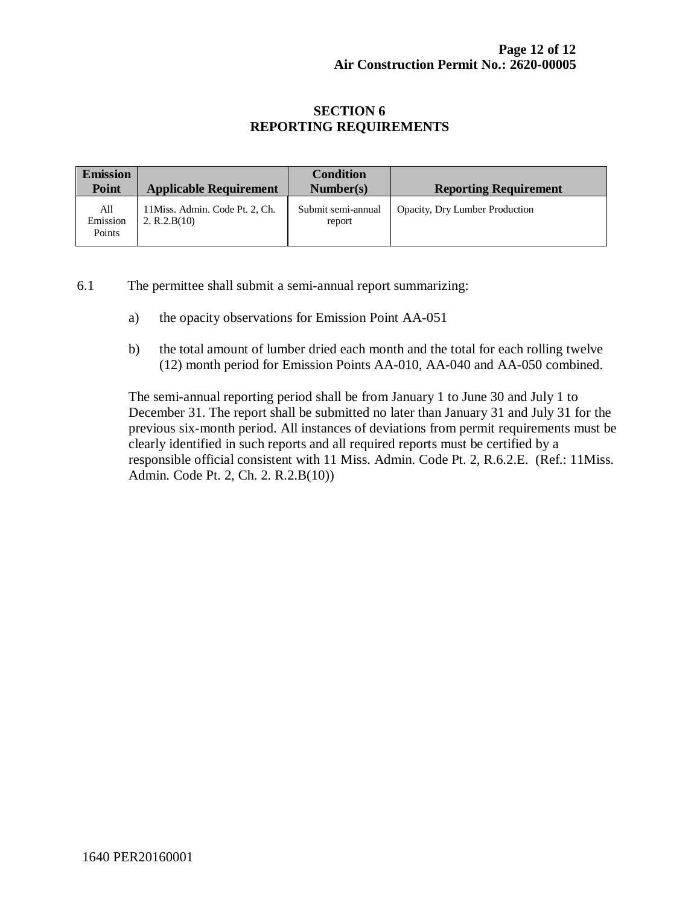## SECTION 6
## REPORTING REQUIREMENTS

| Emission Point | Applicable Requirement | Condition Number(s) | Reporting Requirement |
|---|---|---|---|
| All Emission Points | 11Miss. Admin. Code Pt. 2, Ch. 2. R.2.B(10) | Submit semi-annual report | Opacity, Dry Lumber Production |

6.1 The permittee shall submit a semi-annual report summarizing:

a) the opacity observations for Emission Point AA-051

b) the total amount of lumber dried each month and the total for each rolling twelve (12) month period for Emission Points AA-010, AA-040 and AA-050 combined.

The semi-annual reporting period shall be from January 1 to June 30 and July 1 to December 31. The report shall be submitted no later than January 31 and July 31 for the previous six-month period. All instances of deviations from permit requirements must be clearly identified in such reports and all required reports must be certified by a responsible official consistent with 11 Miss. Admin. Code Pt. 2, R.6.2.E. (Ref.: 11Miss. Admin. Code Pt. 2, Ch. 2. R.2.B(10))

1640 PER20160001